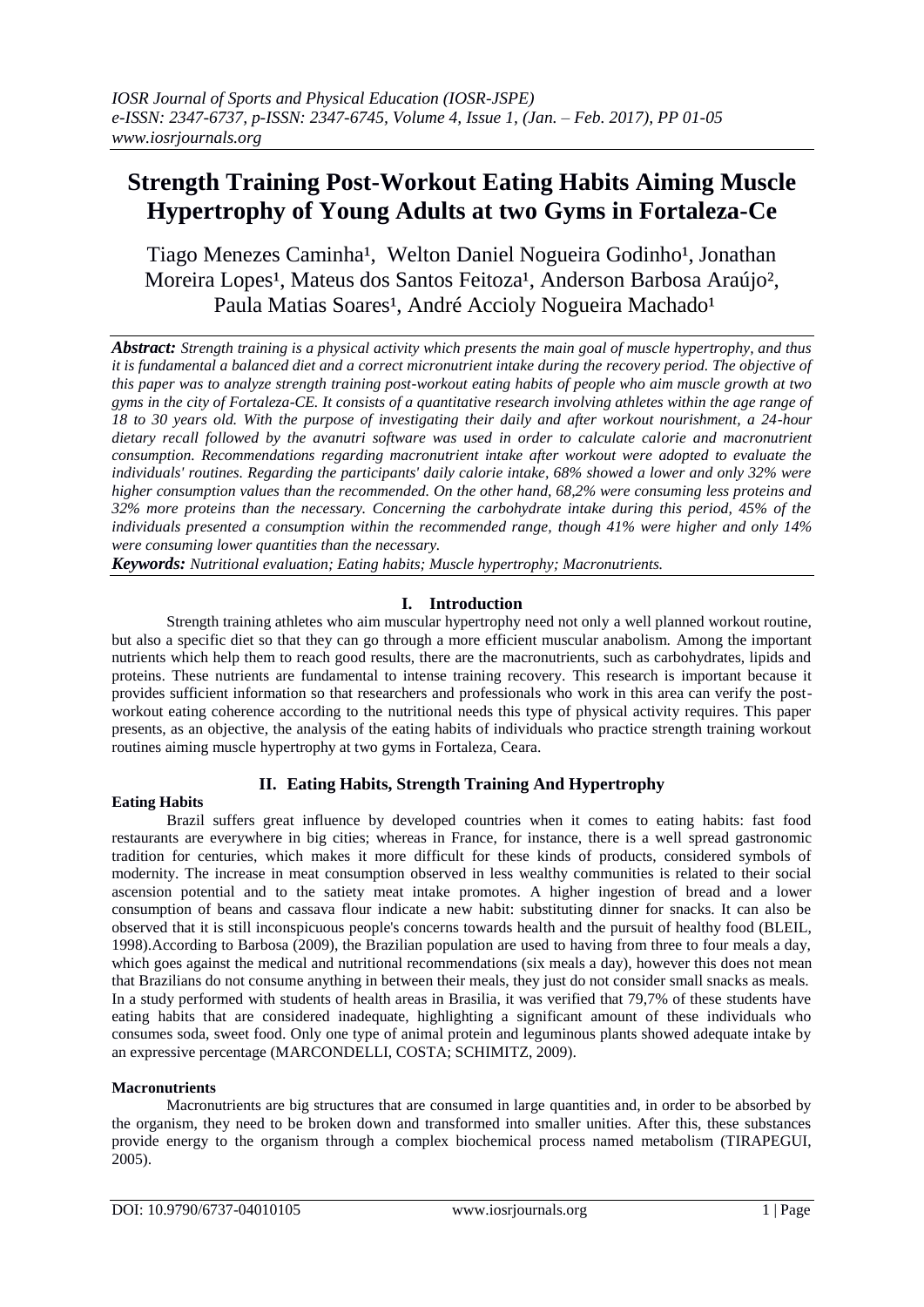# Strength Training Post-Workout Eating Habits Aiming Muscle Hypertrophy of Young Adults at two Gyms in Fortaleza-Ce

Tiago Menezes Caminha[1], Welton Daniel Nogueira Godinho[1], Jonathan Moreira Lopes[1], Mateus dos Santos Feitoza[1], Anderson Barbosa Araújo[2], Paula Matias Soares[1], André Accioly Nogueira Machado[1]

***Abstract:*** *Strength training is a physical activity which presents the main goal of muscle hypertrophy, and thus it is fundamental a balanced diet and a correct micronutrient intake during the recovery period. The objective of this paper was to analyze strength training post-workout eating habits of people who aim muscle growth at two gyms in the city of Fortaleza-CE. It consists of a quantitative research involving athletes within the age range of 18 to 30 years old. With the purpose of investigating their daily and after workout nourishment, a 24-hour dietary recall followed by the avanutri software was used in order to calculate calorie and macronutrient consumption. Recommendations regarding macronutrient intake after workout were adopted to evaluate the individuals' routines. Regarding the participants' daily calorie intake, 68% showed a lower and only 32% were higher consumption values than the recommended. On the other hand, 68,2% were consuming less proteins and 32% more proteins than the necessary. Concerning the carbohydrate intake during this period, 45% of the individuals presented a consumption within the recommended range, though 41% were higher and only 14% were consuming lower quantities than the necessary.*

***Keywords:*** *Nutritional evaluation; Eating habits; Muscle hypertrophy; Macronutrients.*

## I. Introduction

Strength training athletes who aim muscular hypertrophy need not only a well planned workout routine, but also a specific diet so that they can go through a more efficient muscular anabolism. Among the important nutrients which help them to reach good results, there are the macronutrients, such as carbohydrates, lipids and proteins. These nutrients are fundamental to intense training recovery. This research is important because it provides sufficient information so that researchers and professionals who work in this area can verify the post-workout eating coherence according to the nutritional needs this type of physical activity requires. This paper presents, as an objective, the analysis of the eating habits of individuals who practice strength training workout routines aiming muscle hypertrophy at two gyms in Fortaleza, Ceara.

## II. Eating Habits, Strength Training And Hypertrophy

### Eating Habits

Brazil suffers great influence by developed countries when it comes to eating habits: fast food restaurants are everywhere in big cities; whereas in France, for instance, there is a well spread gastronomic tradition for centuries, which makes it more difficult for these kinds of products, considered symbols of modernity. The increase in meat consumption observed in less wealthy communities is related to their social ascension potential and to the satiety meat intake promotes. A higher ingestion of bread and a lower consumption of beans and cassava flour indicate a new habit: substituting dinner for snacks. It can also be observed that it is still inconspicuous people's concerns towards health and the pursuit of healthy food (BLEIL, 1998).According to Barbosa (2009), the Brazilian population are used to having from three to four meals a day, which goes against the medical and nutritional recommendations (six meals a day), however this does not mean that Brazilians do not consume anything in between their meals, they just do not consider small snacks as meals. In a study performed with students of health areas in Brasilia, it was verified that 79,7% of these students have eating habits that are considered inadequate, highlighting a significant amount of these individuals who consumes soda, sweet food. Only one type of animal protein and leguminous plants showed adequate intake by an expressive percentage (MARCONDELLI, COSTA; SCHIMITZ, 2009).

### Macronutrients

Macronutrients are big structures that are consumed in large quantities and, in order to be absorbed by the organism, they need to be broken down and transformed into smaller unities. After this, these substances provide energy to the organism through a complex biochemical process named metabolism (TIRAPEGUI, 2005).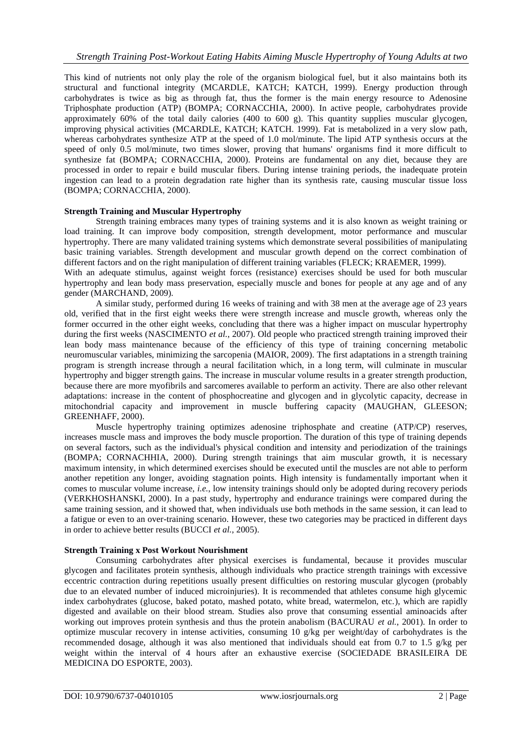This kind of nutrients not only play the role of the organism biological fuel, but it also maintains both its structural and functional integrity (MCARDLE, KATCH; KATCH, 1999). Energy production through carbohydrates is twice as big as through fat, thus the former is the main energy resource to Adenosine Triphosphate production (ATP) (BOMPA; CORNACCHIA, 2000). In active people, carbohydrates provide approximately 60% of the total daily calories (400 to 600 g). This quantity supplies muscular glycogen, improving physical activities (MCARDLE, KATCH; KATCH. 1999). Fat is metabolized in a very slow path, whereas carbohydrates synthesize ATP at the speed of 1.0 mol/minute. The lipid ATP synthesis occurs at the speed of only 0.5 mol/minute, two times slower, proving that humans' organisms find it more difficult to synthesize fat (BOMPA; CORNACCHIA, 2000). Proteins are fundamental on any diet, because they are processed in order to repair e build muscular fibers. During intense training periods, the inadequate protein ingestion can lead to a protein degradation rate higher than its synthesis rate, causing muscular tissue loss (BOMPA; CORNACCHIA, 2000).

**Strength Training and Muscular Hypertrophy**

Strength training embraces many types of training systems and it is also known as weight training or load training. It can improve body composition, strength development, motor performance and muscular hypertrophy. There are many validated training systems which demonstrate several possibilities of manipulating basic training variables. Strength development and muscular growth depend on the correct combination of different factors and on the right manipulation of different training variables (FLECK; KRAEMER, 1999).

With an adequate stimulus, against weight forces (resistance) exercises should be used for both muscular hypertrophy and lean body mass preservation, especially muscle and bones for people at any age and of any gender (MARCHAND, 2009).

A similar study, performed during 16 weeks of training and with 38 men at the average age of 23 years old, verified that in the first eight weeks there were strength increase and muscle growth, whereas only the former occurred in the other eight weeks, concluding that there was a higher impact on muscular hypertrophy during the first weeks (NASCIMENTO *et al.*, 2007). Old people who practiced strength training improved their lean body mass maintenance because of the efficiency of this type of training concerning metabolic neuromuscular variables, minimizing the sarcopenia (MAIOR, 2009). The first adaptations in a strength training program is strength increase through a neural facilitation which, in a long term, will culminate in muscular hypertrophy and bigger strength gains. The increase in muscular volume results in a greater strength production, because there are more myofibrils and sarcomeres available to perform an activity. There are also other relevant adaptations: increase in the content of phosphocreatine and glycogen and in glycolytic capacity, decrease in mitochondrial capacity and improvement in muscle buffering capacity (MAUGHAN, GLEESON; GREENHAFF, 2000).

Muscle hypertrophy training optimizes adenosine triphosphate and creatine (ATP/CP) reserves, increases muscle mass and improves the body muscle proportion. The duration of this type of training depends on several factors, such as the individual's physical condition and intensity and periodization of the trainings (BOMPA; CORNACHHIA, 2000). During strength trainings that aim muscular growth, it is necessary maximum intensity, in which determined exercises should be executed until the muscles are not able to perform another repetition any longer, avoiding stagnation points. High intensity is fundamentally important when it comes to muscular volume increase, *i.e.*, low intensity trainings should only be adopted during recovery periods (VERKHOSHANSKI, 2000). In a past study, hypertrophy and endurance trainings were compared during the same training session, and it showed that, when individuals use both methods in the same session, it can lead to a fatigue or even to an over-training scenario. However, these two categories may be practiced in different days in order to achieve better results (BUCCI *et al.*, 2005).

**Strength Training x Post Workout Nourishment**

Consuming carbohydrates after physical exercises is fundamental, because it provides muscular glycogen and facilitates protein synthesis, although individuals who practice strength trainings with excessive eccentric contraction during repetitions usually present difficulties on restoring muscular glycogen (probably due to an elevated number of induced microinjuries). It is recommended that athletes consume high glycemic index carbohydrates (glucose, baked potato, mashed potato, white bread, watermelon, etc.), which are rapidly digested and available on their blood stream. Studies also prove that consuming essential aminoacids after working out improves protein synthesis and thus the protein anabolism (BACURAU *et al.*, 2001). In order to optimize muscular recovery in intense activities, consuming 10 g/kg per weight/day of carbohydrates is the recommended dosage, although it was also mentioned that individuals should eat from 0.7 to 1.5 g/kg per weight within the interval of 4 hours after an exhaustive exercise (SOCIEDADE BRASILEIRA DE MEDICINA DO ESPORTE, 2003).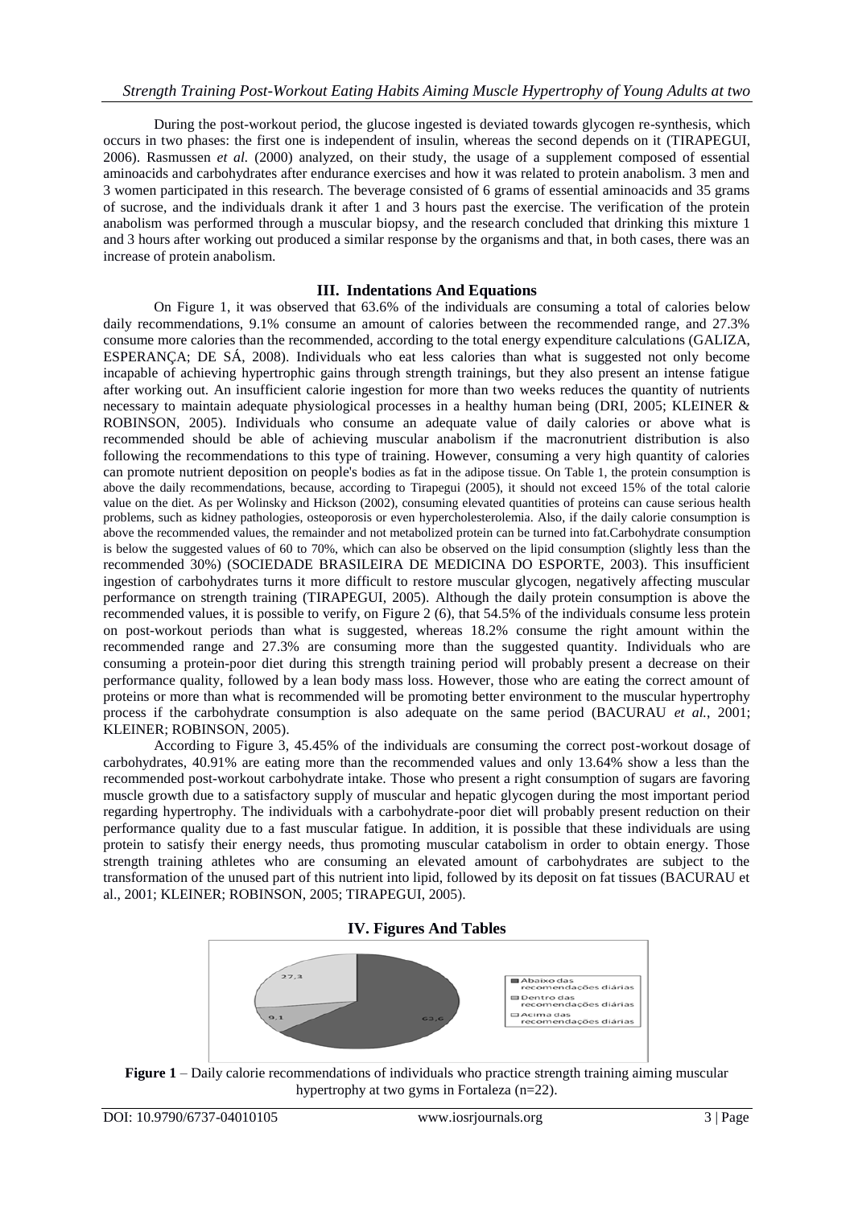During the post-workout period, the glucose ingested is deviated towards glycogen re-synthesis, which occurs in two phases: the first one is independent of insulin, whereas the second depends on it (TIRAPEGUI, 2006). Rasmussen *et al.* (2000) analyzed, on their study, the usage of a supplement composed of essential aminoacids and carbohydrates after endurance exercises and how it was related to protein anabolism. 3 men and 3 women participated in this research. The beverage consisted of 6 grams of essential aminoacids and 35 grams of sucrose, and the individuals drank it after 1 and 3 hours past the exercise. The verification of the protein anabolism was performed through a muscular biopsy, and the research concluded that drinking this mixture 1 and 3 hours after working out produced a similar response by the organisms and that, in both cases, there was an increase of protein anabolism.

## III. Indentations And Equations

On Figure 1, it was observed that 63.6% of the individuals are consuming a total of calories below daily recommendations, 9.1% consume an amount of calories between the recommended range, and 27.3% consume more calories than the recommended, according to the total energy expenditure calculations (GALIZA, ESPERANÇA; DE SÁ, 2008). Individuals who eat less calories than what is suggested not only become incapable of achieving hypertrophic gains through strength trainings, but they also present an intense fatigue after working out. An insufficient calorie ingestion for more than two weeks reduces the quantity of nutrients necessary to maintain adequate physiological processes in a healthy human being (DRI, 2005; KLEINER & ROBINSON, 2005). Individuals who consume an adequate value of daily calories or above what is recommended should be able of achieving muscular anabolism if the macronutrient distribution is also following the recommendations to this type of training. However, consuming a very high quantity of calories can promote nutrient deposition on people's bodies as fat in the adipose tissue. On Table 1, the protein consumption is above the daily recommendations, because, according to Tirapegui (2005), it should not exceed 15% of the total calorie value on the diet. As per Wolinsky and Hickson (2002), consuming elevated quantities of proteins can cause serious health problems, such as kidney pathologies, osteoporosis or even hypercholesterolemia. Also, if the daily calorie consumption is above the recommended values, the remainder and not metabolized protein can be turned into fat.Carbohydrate consumption is below the suggested values of 60 to 70%, which can also be observed on the lipid consumption (slightly less than the recommended 30%) (SOCIEDADE BRASILEIRA DE MEDICINA DO ESPORTE, 2003). This insufficient ingestion of carbohydrates turns it more difficult to restore muscular glycogen, negatively affecting muscular performance on strength training (TIRAPEGUI, 2005). Although the daily protein consumption is above the recommended values, it is possible to verify, on Figure 2 (6), that 54.5% of the individuals consume less protein on post-workout periods than what is suggested, whereas 18.2% consume the right amount within the recommended range and 27.3% are consuming more than the suggested quantity. Individuals who are consuming a protein-poor diet during this strength training period will probably present a decrease on their performance quality, followed by a lean body mass loss. However, those who are eating the correct amount of proteins or more than what is recommended will be promoting better environment to the muscular hypertrophy process if the carbohydrate consumption is also adequate on the same period (BACURAU *et al.*, 2001; KLEINER; ROBINSON, 2005).

According to Figure 3, 45.45% of the individuals are consuming the correct post-workout dosage of carbohydrates, 40.91% are eating more than the recommended values and only 13.64% show a less than the recommended post-workout carbohydrate intake. Those who present a right consumption of sugars are favoring muscle growth due to a satisfactory supply of muscular and hepatic glycogen during the most important period regarding hypertrophy. The individuals with a carbohydrate-poor diet will probably present reduction on their performance quality due to a fast muscular fatigue. In addition, it is possible that these individuals are using protein to satisfy their energy needs, thus promoting muscular catabolism in order to obtain energy. Those strength training athletes who are consuming an elevated amount of carbohydrates are subject to the transformation of the unused part of this nutrient into lipid, followed by its deposit on fat tissues (BACURAU et al., 2001; KLEINER; ROBINSON, 2005; TIRAPEGUI, 2005).

## IV. Figures And Tables

**Figure 1** – Daily calorie recommendations of individuals who practice strength training aiming muscular hypertrophy at two gyms in Fortaleza (n=22).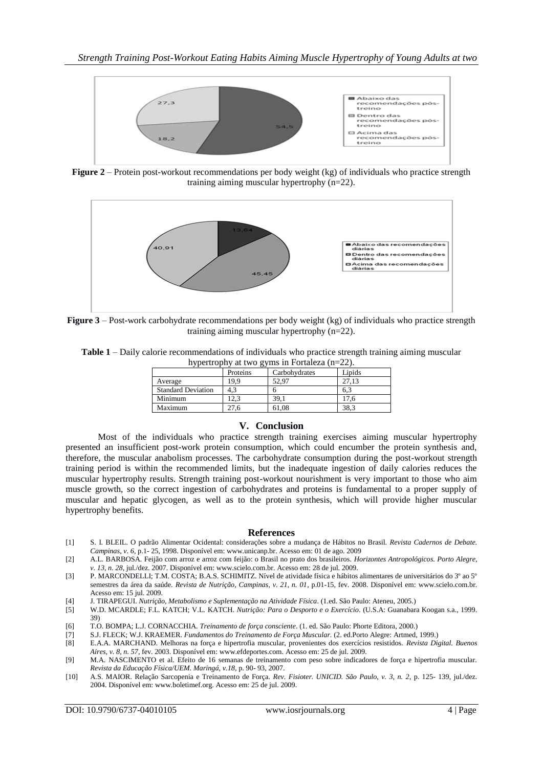**Figure 2** – Protein post-workout recommendations per body weight (kg) of individuals who practice strength training aiming muscular hypertrophy (n=22).

**Figure 3** – Post-work carbohydrate recommendations per body weight (kg) of individuals who practice strength training aiming muscular hypertrophy (n=22).

**Table 1** – Daily calorie recommendations of individuals who practice strength training aiming muscular hypertrophy at two gyms in Fortaleza (n=22).

| | Proteins | Carbohydrates | Lipids |
|---|---|---|---|
| Average | 19,9 | 52,97 | 27,13 |
| Standard Deviation | 4,3 | 6 | 6,3 |
| Minimum | 12,3 | 39,1 | 17,6 |
| Maximum | 27,6 | 61,08 | 38,3 |

## V. Conclusion

Most of the individuals who practice strength training exercises aiming muscular hypertrophy presented an insufficient post-work protein consumption, which could encumber the protein synthesis and, therefore, the muscular anabolism processes. The carbohydrate consumption during the post-workout strength training period is within the recommended limits, but the inadequate ingestion of daily calories reduces the muscular hypertrophy results. Strength training post-workout nourishment is very important to those who aim muscle growth, so the correct ingestion of carbohydrates and proteins is fundamental to a proper supply of muscular and hepatic glycogen, as well as to the protein synthesis, which will provide higher muscular hypertrophy benefits.

## References

[1] S. I. BLEIL. O padrão Alimentar Ocidental: considerações sobre a mudança de Hábitos no Brasil. *Revista Cadernos de Debate. Campinas, v. 6*, p.1- 25, 1998. Disponível em: www.unicanp.br. Acesso em: 01 de ago. 2009

[2] A.L. BARBOSA. Feijão com arroz e arroz com feijão: o Brasil no prato dos brasileiros. *Horizontes Antropológicos. Porto Alegre, v. 13, n. 28*, jul./dez. 2007. Disponível em: www.scielo.com.br. Acesso em: 28 de jul. 2009.

[3] P. MARCONDELLI; T.M. COSTA; B.A.S. SCHIMITZ. Nível de atividade física e hábitos alimentares de universitários do 3º ao 5º semestres da área da saúde. *Revista de Nutrição, Campinas, v. 21, n. 01*, p.01-15, fev. 2008. Disponível em: www.scielo.com.br. Acesso em: 15 jul. 2009.

[4] J. TIRAPEGUI. *Nutrição, Metabolismo e Suplementação na Atividade Física*. (1.ed. São Paulo: Ateneu, 2005.)

[5] W.D. MCARDLE; F.L. KATCH; V.L. KATCH. *Nutrição: Para o Desporto e o Exercício*. (U.S.A: Guanabara Koogan s.a., 1999. 39)

[6] T.O. BOMPA; L.J. CORNACCHIA. *Treinamento de força consciente*. (1. ed. São Paulo: Phorte Editora, 2000.)

[7] S.J. FLECK; W.J. KRAEMER. *Fundamentos do Treinamento de Força Muscular*. (2. ed.Porto Alegre: Artmed, 1999.)

[8] E.A.A. MARCHAND. Melhoras na força e hipertrofia muscular, provenientes dos exercícios resistidos. *Revista Digital. Buenos Aires, v. 8, n. 57*, fev. 2003. Disponível em: www.efdeportes.com. Acesso em: 25 de jul. 2009.

[9] M.A. NASCIMENTO et al. Efeito de 16 semanas de treinamento com peso sobre indicadores de força e hipertrofia muscular. *Revista da Educação Física/UEM. Maringá, v.18*, p. 90- 93, 2007.

[10] A.S. MAIOR. Relação Sarcopenia e Treinamento de Força. *Rev. Fisioter. UNICID. São Paulo, v. 3, n. 2*, p. 125- 139, jul./dez. 2004. Disponível em: www.boletimef.org. Acesso em: 25 de jul. 2009.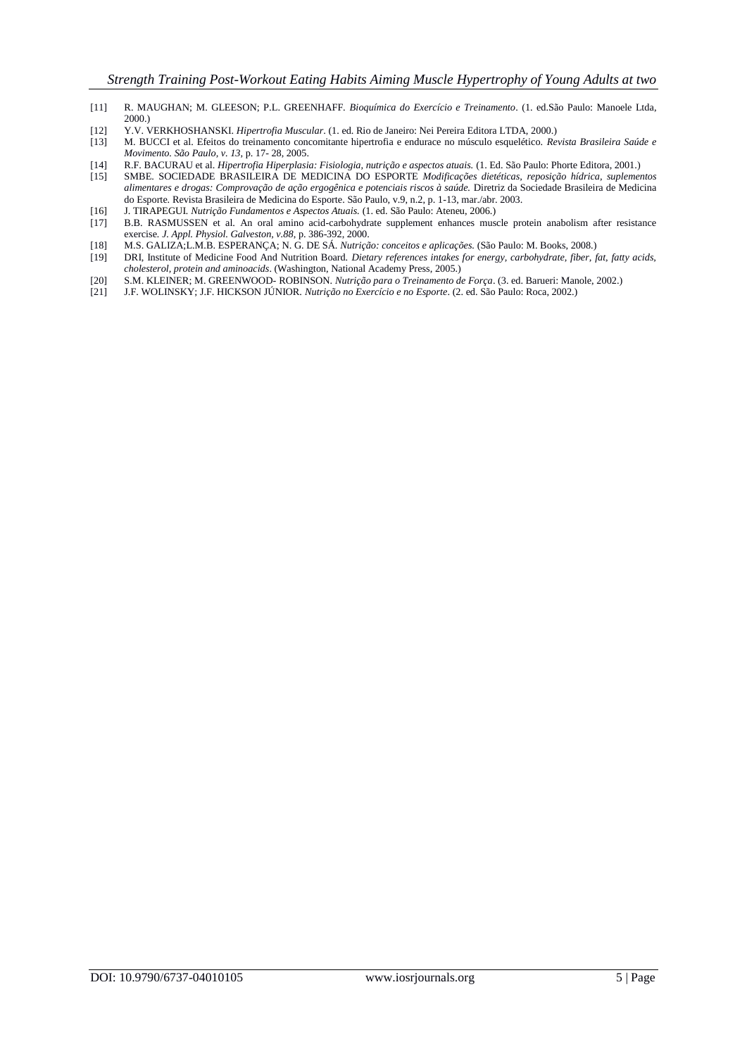[11] R. MAUGHAN; M. GLEESON; P.L. GREENHAFF. *Bioquímica do Exercício e Treinamento*. (1. ed.São Paulo: Manoele Ltda, 2000.)

[12] Y.V. VERKHOSHANSKI. *Hipertrofia Muscular*. (1. ed. Rio de Janeiro: Nei Pereira Editora LTDA, 2000.)

[13] M. BUCCI et al. Efeitos do treinamento concomitante hipertrofia e endurace no músculo esquelético. *Revista Brasileira Saúde e Movimento. São Paulo, v. 13,* p. 17- 28, 2005.

[14] R.F. BACURAU et al. *Hipertrofia Hiperplasia: Fisiologia, nutrição e aspectos atuais.* (1. Ed. São Paulo: Phorte Editora, 2001.)

[15] SMBE. SOCIEDADE BRASILEIRA DE MEDICINA DO ESPORTE *Modificações dietéticas, reposição hídrica, suplementos alimentares e drogas: Comprovação de ação ergogênica e potenciais riscos à saúde.* Diretriz da Sociedade Brasileira de Medicina do Esporte. Revista Brasileira de Medicina do Esporte. São Paulo, v.9, n.2, p. 1-13, mar./abr. 2003.

[16] J. TIRAPEGUI. *Nutrição Fundamentos e Aspectos Atuais.* (1. ed. São Paulo: Ateneu, 2006.)

[17] B.B. RASMUSSEN et al. An oral amino acid-carbohydrate supplement enhances muscle protein anabolism after resistance exercise. *J. Appl. Physiol. Galveston, v.88*, p. 386-392, 2000.

[18] M.S. GALIZA;L.M.B. ESPERANÇA; N. G. DE SÁ. *Nutrição: conceitos e aplicações.* (São Paulo: M. Books, 2008.)

[19] DRI, Institute of Medicine Food And Nutrition Board. *Dietary references intakes for energy, carbohydrate, fiber, fat, fatty acids, cholesterol, protein and aminoacids*. (Washington, National Academy Press, 2005.)

[20] S.M. KLEINER; M. GREENWOOD- ROBINSON. *Nutrição para o Treinamento de Força*. (3. ed. Barueri: Manole, 2002.)

[21] J.F. WOLINSKY; J.F. HICKSON JÚNIOR. *Nutrição no Exercício e no Esporte*. (2. ed. São Paulo: Roca, 2002.)